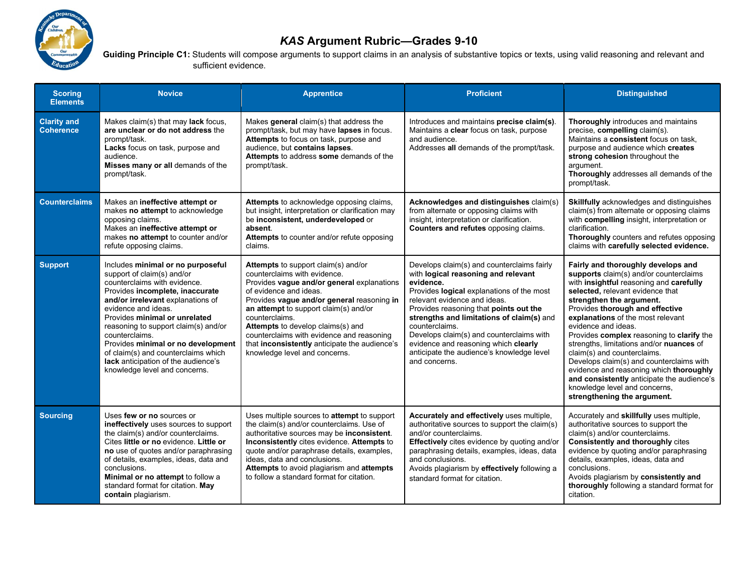# *KAS* Argument Rubric—Grades 9-10

**Guiding Principle C1:** Students will compose arguments to support claims in an analysis of substantive topics or texts, using valid reasoning and relevant and sufficient evidence.

| Scoring Elements | Novice | Apprentice | Proficient | Distinguished |
|---|---|---|---|---|
| **Clarity and Coherence** | Makes claim(s) that may **lack** focus, **are unclear or do not address** the prompt/task.<br>**Lacks** focus on task, purpose and audience.<br>**Misses many or all** demands of the prompt/task. | Makes **general** claim(s) that address the prompt/task, but may have **lapses** in focus.<br>**Attempts** to focus on task, purpose and audience, but **contains lapses**.<br>**Attempts** to address **some** demands of the prompt/task. | Introduces and maintains **precise claim(s)**.<br>Maintains a **clear** focus on task, purpose and audience.<br>Addresses **all** demands of the prompt/task. | **Thoroughly** introduces and maintains precise, **compelling** claim(s).<br>Maintains a **consistent** focus on task, purpose and audience which **creates strong cohesion** throughout the argument.<br>**Thoroughly** addresses all demands of the prompt/task. |
| **Counterclaims** | Makes an **ineffective attempt or** makes **no attempt** to acknowledge opposing claims.<br>Makes an **ineffective attempt or** makes **no attempt** to counter and/or refute opposing claims. | **Attempts** to acknowledge opposing claims, but insight, interpretation or clarification may be **inconsistent, underdeveloped** or **absent**.<br>**Attempts** to counter and/or refute opposing claims. | **Acknowledges and distinguishes** claim(s) from alternate or opposing claims with insight, interpretation or clarification.<br>**Counters and refutes** opposing claims. | **Skillfully** acknowledges and distinguishes claim(s) from alternate or opposing claims with **compelling** insight, interpretation or clarification.<br>**Thoroughly** counters and refutes opposing claims with **carefully selected evidence.** |
| **Support** | Includes **minimal or no purposeful** support of claim(s) and/or counterclaims with evidence.<br>Provides **incomplete, inaccurate and/or irrelevant** explanations of evidence and ideas.<br>Provides **minimal or unrelated** reasoning to support claim(s) and/or counterclaims.<br>Provides **minimal or no development** of claim(s) and counterclaims which **lack** anticipation of the audience's knowledge level and concerns. | **Attempts** to support claim(s) and/or counterclaims with evidence.<br>Provides **vague and/or general** explanations of evidence and ideas.<br>Provides **vague and/or general** reasoning **in an attempt** to support claim(s) and/or counterclaims.<br>**Attempts** to develop claims(s) and counterclaims with evidence and reasoning that **inconsistently** anticipate the audience's knowledge level and concerns. | Develops claim(s) and counterclaims fairly with **logical reasoning and relevant evidence.**<br>Provides **logical** explanations of the most relevant evidence and ideas.<br>Provides reasoning that **points out the strengths and limitations of claim(s)** and counterclaims.<br>Develops claim(s) and counterclaims with evidence and reasoning which **clearly** anticipate the audience's knowledge level and concerns. | **Fairly and thoroughly develops and supports** claim(s) and/or counterclaims with **insightful** reasoning and **carefully selected,** relevant evidence that **strengthen the argument.**<br>Provides **thorough and effective explanations** of the most relevant evidence and ideas.<br>Provides **complex** reasoning to **clarify** the strengths, limitations and/or **nuances** of claim(s) and counterclaims.<br>Develops claim(s) and counterclaims with evidence and reasoning which **thoroughly and consistently** anticipate the audience's knowledge level and concerns, **strengthening the argument.** |
| **Sourcing** | Uses **few or no** sources or **ineffectively** uses sources to support the claim(s) and/or counterclaims.<br>Cites **little or no** evidence. **Little or no** use of quotes and/or paraphrasing of details, examples, ideas, data and conclusions.<br>**Minimal or no attempt** to follow a standard format for citation. **May contain** plagiarism. | Uses multiple sources to **attempt** to support the claim(s) and/or counterclaims. Use of authoritative sources may be **inconsistent**.<br>**Inconsistently** cites evidence. **Attempts** to quote and/or paraphrase details, examples, ideas, data and conclusions.<br>**Attempts** to avoid plagiarism and **attempts** to follow a standard format for citation. | **Accurately and effectively** uses multiple, authoritative sources to support the claim(s) and/or counterclaims.<br>**Effectively** cites evidence by quoting and/or paraphrasing details, examples, ideas, data and conclusions.<br>Avoids plagiarism by **effectively** following a standard format for citation. | Accurately and **skillfully** uses multiple, authoritative sources to support the claim(s) and/or counterclaims.<br>**Consistently and thoroughly** cites evidence by quoting and/or paraphrasing details, examples, ideas, data and conclusions.<br>Avoids plagiarism by **consistently and thoroughly** following a standard format for citation. |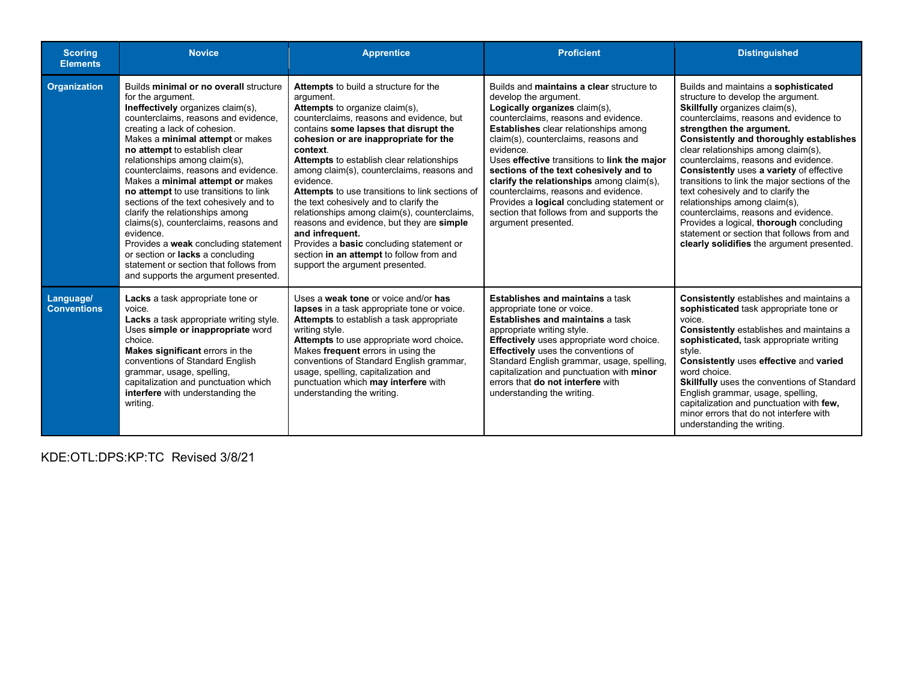| Scoring Elements | Novice | Apprentice | Proficient | Distinguished |
| --- | --- | --- | --- | --- |
| **Organization** | Builds **minimal or no overall** structure for the argument. **Ineffectively** organizes claim(s), counterclaims, reasons and evidence, creating a lack of cohesion. Makes a **minimal attempt** or makes **no attempt** to establish clear relationships among claim(s), counterclaims, reasons and evidence. Makes a **minimal attempt or** makes **no attempt** to use transitions to link sections of the text cohesively and to clarify the relationships among claims(s), counterclaims, reasons and evidence. Provides a **weak** concluding statement or section or **lacks** a concluding statement or section that follows from and supports the argument presented. | **Attempts** to build a structure for the argument. **Attempts** to organize claim(s), counterclaims, reasons and evidence, but contains **some lapses that disrupt the cohesion or are inappropriate for the context**. **Attempts** to establish clear relationships among claim(s), counterclaims, reasons and evidence. **Attempts** to use transitions to link sections of the text cohesively and to clarify the relationships among claim(s), counterclaims, reasons and evidence, but they are **simple and infrequent.** Provides a **basic** concluding statement or section **in an attempt** to follow from and support the argument presented. | Builds and **maintains a clear** structure to develop the argument. **Logically organizes** claim(s), counterclaims, reasons and evidence. **Establishes** clear relationships among claim(s), counterclaims, reasons and evidence. Uses **effective** transitions to **link the major sections of the text cohesively and to clarify the relationships** among claim(s), counterclaims, reasons and evidence. Provides a **logical** concluding statement or section that follows from and supports the argument presented. | Builds and maintains a **sophisticated** structure to develop the argument. **Skillfully** organizes claim(s), counterclaims, reasons and evidence to **strengthen the argument. Consistently and thoroughly establishes** clear relationships among claim(s), counterclaims, reasons and evidence. **Consistently** uses **a variety** of effective transitions to link the major sections of the text cohesively and to clarify the relationships among claim(s), counterclaims, reasons and evidence. Provides a logical, **thorough** concluding statement or section that follows from and **clearly solidifies** the argument presented. |
| **Language/ Conventions** | **Lacks** a task appropriate tone or voice. **Lacks** a task appropriate writing style. Uses **simple or inappropriate** word choice. **Makes significant** errors in the conventions of Standard English grammar, usage, spelling, capitalization and punctuation which **interfere** with understanding the writing. | Uses a **weak tone** or voice and/or **has lapses** in a task appropriate tone or voice. **Attempts** to establish a task appropriate writing style. **Attempts** to use appropriate word choice**.** Makes **frequent** errors in using the conventions of Standard English grammar, usage, spelling, capitalization and punctuation which **may interfere** with understanding the writing. | **Establishes and maintains** a task appropriate tone or voice. **Establishes and maintains** a task appropriate writing style. **Effectively** uses appropriate word choice. **Effectively** uses the conventions of Standard English grammar, usage, spelling, capitalization and punctuation with **minor** errors that **do not interfere** with understanding the writing. | **Consistently** establishes and maintains a **sophisticated** task appropriate tone or voice. **Consistently** establishes and maintains a **sophisticated,** task appropriate writing style. **Consistently** uses **effective** and **varied** word choice. **Skillfully** uses the conventions of Standard English grammar, usage, spelling, capitalization and punctuation with **few,** minor errors that do not interfere with understanding the writing. |

KDE:OTL:DPS:KP:TC Revised 3/8/21